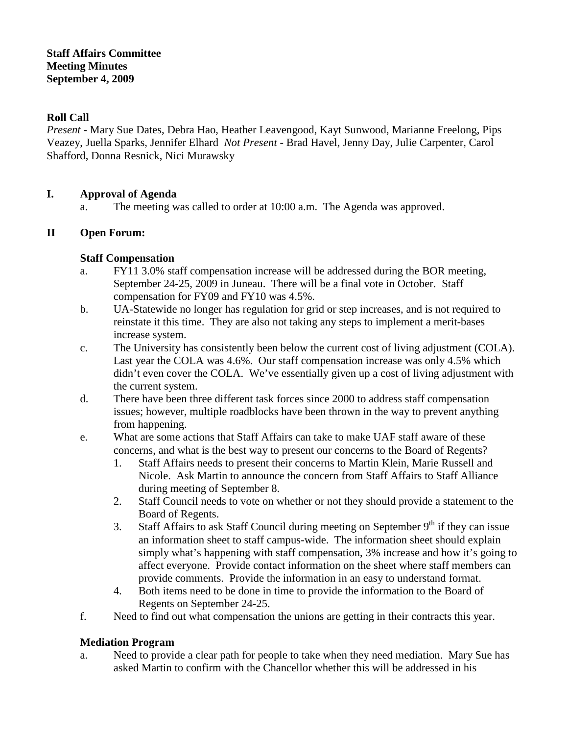**Staff Affairs Committee**
**Meeting Minutes**
**September 4, 2009**

**Roll Call**

*Present* - Mary Sue Dates, Debra Hao, Heather Leavengood, Kayt Sunwood, Marianne Freelong, Pips Veazey, Juella Sparks, Jennifer Elhard *Not Present* - Brad Havel, Jenny Day, Julie Carpenter, Carol Shafford, Donna Resnick, Nici Murawsky

## I. Approval of Agenda

a. The meeting was called to order at 10:00 a.m. The Agenda was approved.

## II Open Forum:

### Staff Compensation

a. FY11 3.0% staff compensation increase will be addressed during the BOR meeting, September 24-25, 2009 in Juneau. There will be a final vote in October. Staff compensation for FY09 and FY10 was 4.5%.

b. UA-Statewide no longer has regulation for grid or step increases, and is not required to reinstate it this time. They are also not taking any steps to implement a merit-bases increase system.

c. The University has consistently been below the current cost of living adjustment (COLA). Last year the COLA was 4.6%. Our staff compensation increase was only 4.5% which didn't even cover the COLA. We've essentially given up a cost of living adjustment with the current system.

d. There have been three different task forces since 2000 to address staff compensation issues; however, multiple roadblocks have been thrown in the way to prevent anything from happening.

e. What are some actions that Staff Affairs can take to make UAF staff aware of these concerns, and what is the best way to present our concerns to the Board of Regents?

   1. Staff Affairs needs to present their concerns to Martin Klein, Marie Russell and Nicole. Ask Martin to announce the concern from Staff Affairs to Staff Alliance during meeting of September 8.
   2. Staff Council needs to vote on whether or not they should provide a statement to the Board of Regents.
   3. Staff Affairs to ask Staff Council during meeting on September 9th if they can issue an information sheet to staff campus-wide. The information sheet should explain simply what's happening with staff compensation, 3% increase and how it's going to affect everyone. Provide contact information on the sheet where staff members can provide comments. Provide the information in an easy to understand format.
   4. Both items need to be done in time to provide the information to the Board of Regents on September 24-25.

f. Need to find out what compensation the unions are getting in their contracts this year.

### Mediation Program

a. Need to provide a clear path for people to take when they need mediation. Mary Sue has asked Martin to confirm with the Chancellor whether this will be addressed in his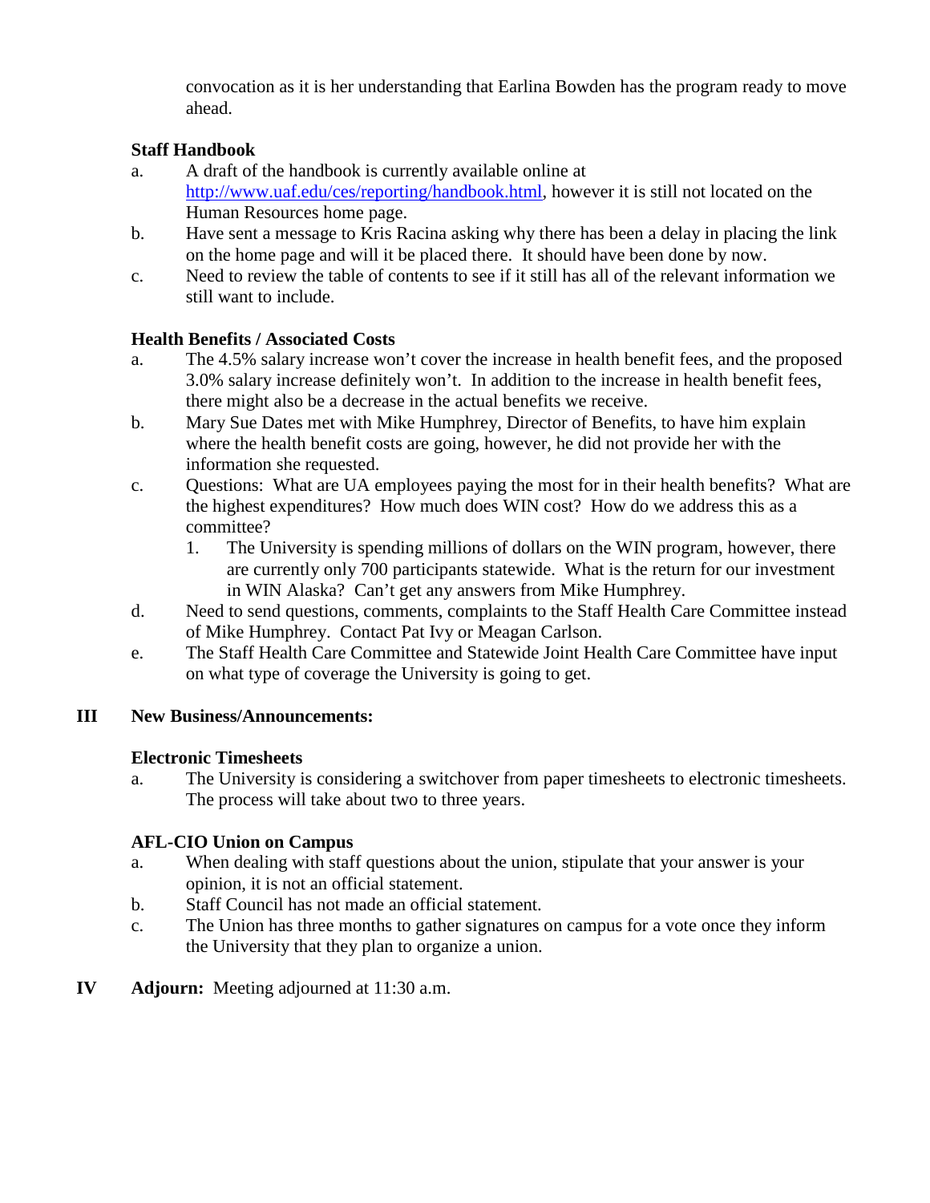convocation as it is her understanding that Earlina Bowden has the program ready to move ahead.

**Staff Handbook**

a. A draft of the handbook is currently available online at http://www.uaf.edu/ces/reporting/handbook.html, however it is still not located on the Human Resources home page.

b. Have sent a message to Kris Racina asking why there has been a delay in placing the link on the home page and will it be placed there. It should have been done by now.

c. Need to review the table of contents to see if it still has all of the relevant information we still want to include.

**Health Benefits / Associated Costs**

a. The 4.5% salary increase won't cover the increase in health benefit fees, and the proposed 3.0% salary increase definitely won't. In addition to the increase in health benefit fees, there might also be a decrease in the actual benefits we receive.

b. Mary Sue Dates met with Mike Humphrey, Director of Benefits, to have him explain where the health benefit costs are going, however, he did not provide her with the information she requested.

c. Questions: What are UA employees paying the most for in their health benefits? What are the highest expenditures? How much does WIN cost? How do we address this as a committee?

   1. The University is spending millions of dollars on the WIN program, however, there are currently only 700 participants statewide. What is the return for our investment in WIN Alaska? Can't get any answers from Mike Humphrey.

d. Need to send questions, comments, complaints to the Staff Health Care Committee instead of Mike Humphrey. Contact Pat Ivy or Meagan Carlson.

e. The Staff Health Care Committee and Statewide Joint Health Care Committee have input on what type of coverage the University is going to get.

## III New Business/Announcements:

**Electronic Timesheets**

a. The University is considering a switchover from paper timesheets to electronic timesheets. The process will take about two to three years.

**AFL-CIO Union on Campus**

a. When dealing with staff questions about the union, stipulate that your answer is your opinion, it is not an official statement.

b. Staff Council has not made an official statement.

c. The Union has three months to gather signatures on campus for a vote once they inform the University that they plan to organize a union.

## IV Adjourn: Meeting adjourned at 11:30 a.m.